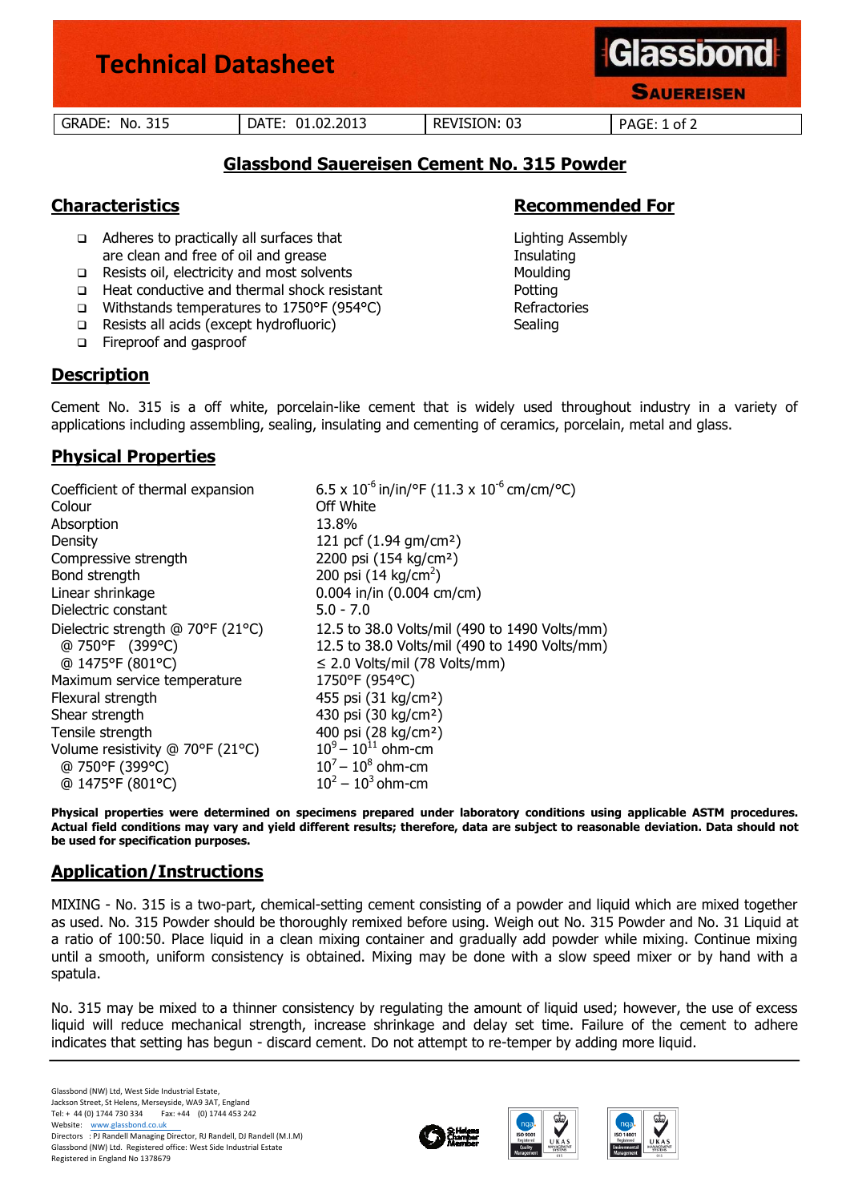# Technical Datasheet

Glassbond SAUEREISEN

| GRADE: No. 315 | DATE: 01.02.2013 | REVISION: 03 | PAGE: 1 of 2 |
|---|---|---|---|

## Glassbond Saureisen Cement No. 315 Powder

## Characteristics

- Adheres to practically all surfaces that are clean and free of oil and grease
- Resists oil, electricity and most solvents
- Heat conductive and thermal shock resistant
- Withstands temperatures to 1750°F (954°C)
- Resists all acids (except hydrofluoric)
- Fireproof and gasproof

## Recommended For

Lighting Assembly
Insulating
Moulding
Potting
Refractories
Sealing

## Description

Cement No. 315 is a off white, porcelain-like cement that is widely used throughout industry in a variety of applications including assembling, sealing, insulating and cementing of ceramics, porcelain, metal and glass.

## Physical Properties

| | |
|---|---|
| Coefficient of thermal expansion | $6.5 \times 10^{-6}$ in/in/°F ($11.3 \times 10^{-6}$ cm/cm/°C) |
| Colour | Off White |
| Absorption | 13.8% |
| Density | 121 pcf (1.94 gm/cm²) |
| Compressive strength | 2200 psi (154 kg/cm²) |
| Bond strength | 200 psi (14 kg/cm²) |
| Linear shrinkage | 0.004 in/in (0.004 cm/cm) |
| Dielectric constant | 5.0 - 7.0 |
| Dielectric strength @ 70°F (21°C) | 12.5 to 38.0 Volts/mil (490 to 1490 Volts/mm) |
| @ 750°F (399°C) | 12.5 to 38.0 Volts/mil (490 to 1490 Volts/mm) |
| @ 1475°F (801°C) | ≤ 2.0 Volts/mil (78 Volts/mm) |
| Maximum service temperature | 1750°F (954°C) |
| Flexural strength | 455 psi (31 kg/cm²) |
| Shear strength | 430 psi (30 kg/cm²) |
| Tensile strength | 400 psi (28 kg/cm²) |
| Volume resistivity @ 70°F (21°C) | $10^{9} - 10^{11}$ ohm-cm |
| @ 750°F (399°C) | $10^{7} - 10^{8}$ ohm-cm |
| @ 1475°F (801°C) | $10^{2} - 10^{3}$ ohm-cm |

**Physical properties were determined on specimens prepared under laboratory conditions using applicable ASTM procedures. Actual field conditions may vary and yield different results; therefore, data are subject to reasonable deviation. Data should not be used for specification purposes.**

## Application/Instructions

MIXING - No. 315 is a two-part, chemical-setting cement consisting of a powder and liquid which are mixed together as used. No. 315 Powder should be thoroughly remixed before using. Weigh out No. 315 Powder and No. 31 Liquid at a ratio of 100:50. Place liquid in a clean mixing container and gradually add powder while mixing. Continue mixing until a smooth, uniform consistency is obtained. Mixing may be done with a slow speed mixer or by hand with a spatula.

No. 315 may be mixed to a thinner consistency by regulating the amount of liquid used; however, the use of excess liquid will reduce mechanical strength, increase shrinkage and delay set time. Failure of the cement to adhere indicates that setting has begun - discard cement. Do not attempt to re-temper by adding more liquid.

Glassbond (NW) Ltd, West Side Industrial Estate,
Jackson Street, St Helens, Merseyside, WA9 3AT, England
Tel: + 44 (0) 1744 730 334 Fax: +44 (0) 1744 453 242
Website: www.glassbond.co.uk
Directors : PJ Randell Managing Director, RJ Randell, DJ Randell (M.I.M)
Glassbond (NW) Ltd. Registered office: West Side Industrial Estate
Registered in England No 1378679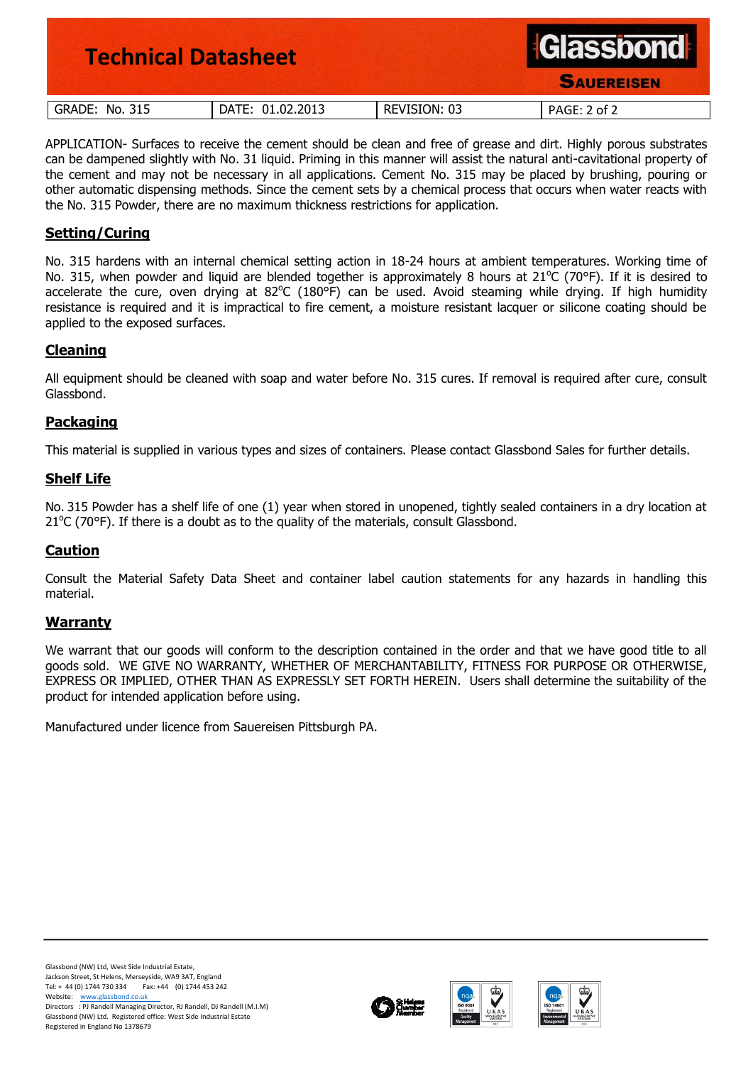APPLICATION- Surfaces to receive the cement should be clean and free of grease and dirt. Highly porous substrates can be dampened slightly with No. 31 liquid. Priming in this manner will assist the natural anti-cavitational property of the cement and may not be necessary in all applications. Cement No. 315 may be placed by brushing, pouring or other automatic dispensing methods. Since the cement sets by a chemical process that occurs when water reacts with the No. 315 Powder, there are no maximum thickness restrictions for application.

## Setting/Curing

No. 315 hardens with an internal chemical setting action in 18-24 hours at ambient temperatures. Working time of No. 315, when powder and liquid are blended together is approximately 8 hours at 21°C (70°F). If it is desired to accelerate the cure, oven drying at 82°C (180°F) can be used. Avoid steaming while drying. If high humidity resistance is required and it is impractical to fire cement, a moisture resistant lacquer or silicone coating should be applied to the exposed surfaces.

## Cleaning

All equipment should be cleaned with soap and water before No. 315 cures. If removal is required after cure, consult Glassbond.

## Packaging

This material is supplied in various types and sizes of containers. Please contact Glassbond Sales for further details.

## Shelf Life

No. 315 Powder has a shelf life of one (1) year when stored in unopened, tightly sealed containers in a dry location at 21°C (70°F). If there is a doubt as to the quality of the materials, consult Glassbond.

## Caution

Consult the Material Safety Data Sheet and container label caution statements for any hazards in handling this material.

## Warranty

We warrant that our goods will conform to the description contained in the order and that we have good title to all goods sold. WE GIVE NO WARRANTY, WHETHER OF MERCHANTABILITY, FITNESS FOR PURPOSE OR OTHERWISE, EXPRESS OR IMPLIED, OTHER THAN AS EXPRESSLY SET FORTH HEREIN. Users shall determine the suitability of the product for intended application before using.

Manufactured under licence from Sauereisen Pittsburgh PA.

Glassbond (NW) Ltd, West Side Industrial Estate,
Jackson Street, St Helens, Merseyside, WA9 3AT, England
Tel: + 44 (0) 1744 730 334 Fax: +44 (0) 1744 453 242
Website: www.glassbond.co.uk
Directors : PJ Randell Managing Director, RJ Randell, DJ Randell (M.I.M)
Glassbond (NW) Ltd. Registered office: West Side Industrial Estate
Registered in England No 1378679